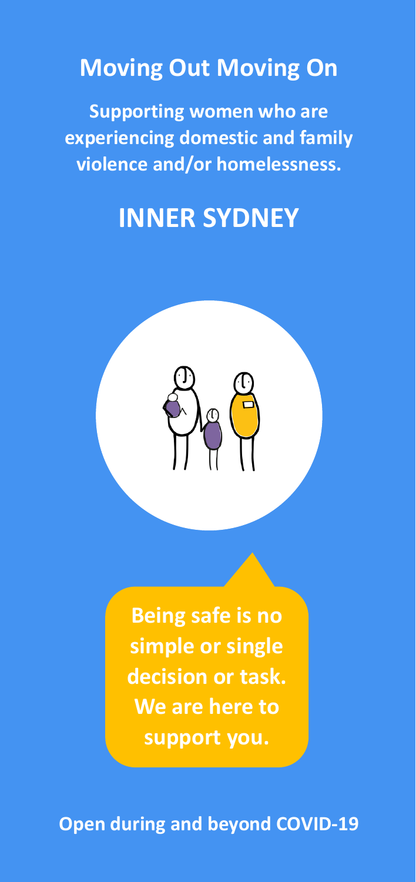# Moving Out Moving On

**Supporting women who are experiencing domestic and family violence and/or homelessness.**

## INNER SYDNEY

**Being safe is no simple or single decision or task. We are here to support you.**

**Open during and beyond COVID-19**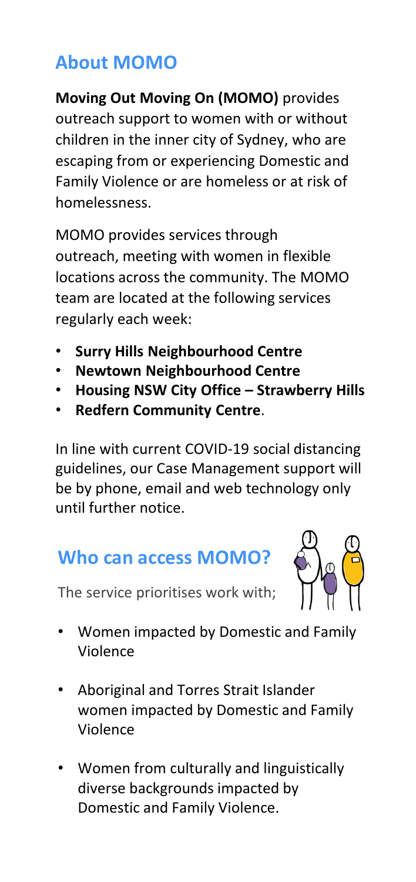## About MOMO

**Moving Out Moving On (MOMO)** provides outreach support to women with or without children in the inner city of Sydney, who are escaping from or experiencing Domestic and Family Violence or are homeless or at risk of homelessness.

MOMO provides services through outreach, meeting with women in flexible locations across the community. The MOMO team are located at the following services regularly each week:

- **Surry Hills Neighbourhood Centre**
- **Newtown Neighbourhood Centre**
- **Housing NSW City Office – Strawberry Hills**
- **Redfern Community Centre**.

In line with current COVID-19 social distancing guidelines, our Case Management support will be by phone, email and web technology only until further notice.

## Who can access MOMO?

The service prioritises work with;

- Women impacted by Domestic and Family Violence
- Aboriginal and Torres Strait Islander women impacted by Domestic and Family Violence
- Women from culturally and linguistically diverse backgrounds impacted by Domestic and Family Violence.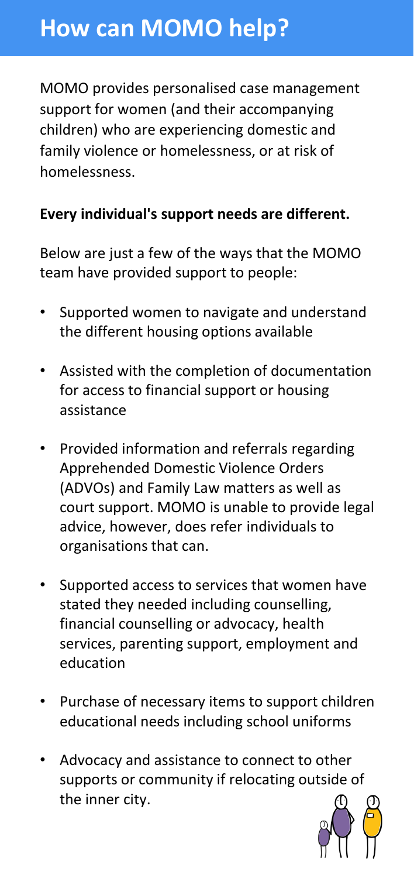# How can MOMO help?

MOMO provides personalised case management support for women (and their accompanying children) who are experiencing domestic and family violence or homelessness, or at risk of homelessness.

**Every individual's support needs are different.**

Below are just a few of the ways that the MOMO team have provided support to people:

- Supported women to navigate and understand the different housing options available
- Assisted with the completion of documentation for access to financial support or housing assistance
- Provided information and referrals regarding Apprehended Domestic Violence Orders (ADVOs) and Family Law matters as well as court support. MOMO is unable to provide legal advice, however, does refer individuals to organisations that can.
- Supported access to services that women have stated they needed including counselling, financial counselling or advocacy, health services, parenting support, employment and education
- Purchase of necessary items to support children educational needs including school uniforms
- Advocacy and assistance to connect to other supports or community if relocating outside of the inner city.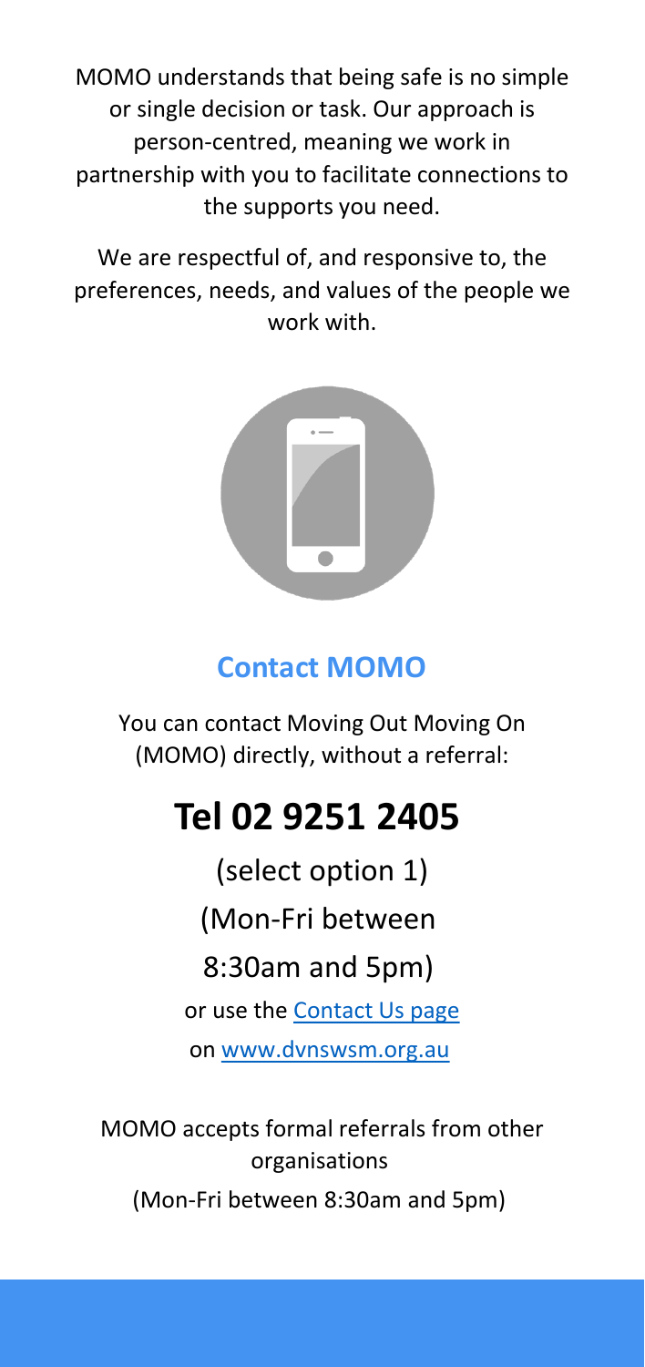MOMO understands that being safe is no simple or single decision or task. Our approach is person-centred, meaning we work in partnership with you to facilitate connections to the supports you need.

We are respectful of, and responsive to, the preferences, needs, and values of the people we work with.

## Contact MOMO

You can contact Moving Out Moving On (MOMO) directly, without a referral:

# Tel 02 9251 2405

(select option 1)

(Mon-Fri between

8:30am and 5pm)

or use the Contact Us page

on www.dvnswsm.org.au

MOMO accepts formal referrals from other organisations

(Mon-Fri between 8:30am and 5pm)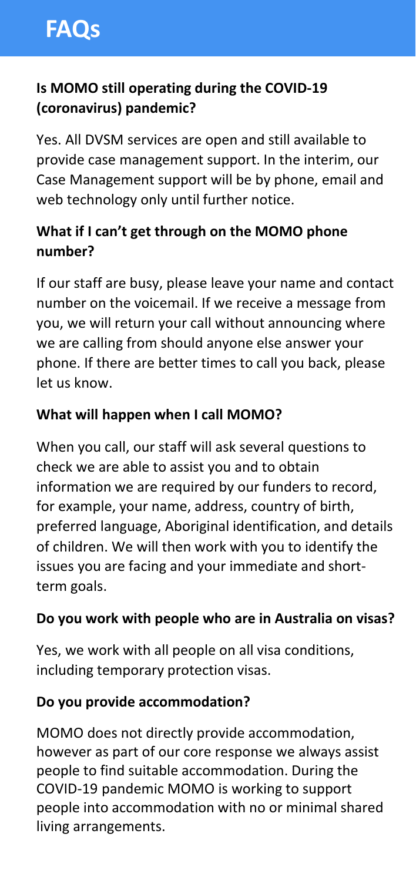# FAQs

**Is MOMO still operating during the COVID-19 (coronavirus) pandemic?**

Yes. All DVSM services are open and still available to provide case management support. In the interim, our Case Management support will be by phone, email and web technology only until further notice.

**What if I can't get through on the MOMO phone number?**

If our staff are busy, please leave your name and contact number on the voicemail. If we receive a message from you, we will return your call without announcing where we are calling from should anyone else answer your phone. If there are better times to call you back, please let us know.

**What will happen when I call MOMO?**

When you call, our staff will ask several questions to check we are able to assist you and to obtain information we are required by our funders to record, for example, your name, address, country of birth, preferred language, Aboriginal identification, and details of children. We will then work with you to identify the issues you are facing and your immediate and short-term goals.

**Do you work with people who are in Australia on visas?**

Yes, we work with all people on all visa conditions, including temporary protection visas.

**Do you provide accommodation?**

MOMO does not directly provide accommodation, however as part of our core response we always assist people to find suitable accommodation. During the COVID-19 pandemic MOMO is working to support people into accommodation with no or minimal shared living arrangements.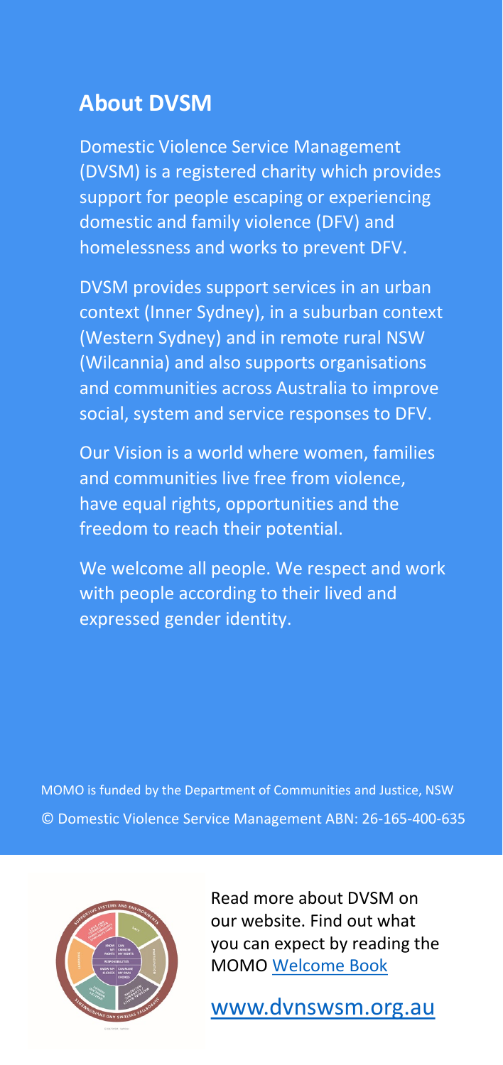## About DVSM

Domestic Violence Service Management (DVSM) is a registered charity which provides support for people escaping or experiencing domestic and family violence (DFV) and homelessness and works to prevent DFV.

DVSM provides support services in an urban context (Inner Sydney), in a suburban context (Western Sydney) and in remote rural NSW (Wilcannia) and also supports organisations and communities across Australia to improve social, system and service responses to DFV.

Our Vision is a world where women, families and communities live free from violence, have equal rights, opportunities and the freedom to reach their potential.

We welcome all people. We respect and work with people according to their lived and expressed gender identity.

MOMO is funded by the Department of Communities and Justice, NSW

© Domestic Violence Service Management ABN: 26-165-400-635

Read more about DVSM on our website. Find out what you can expect by reading the MOMO [Welcome Book]

[www.dvnswsm.org.au]